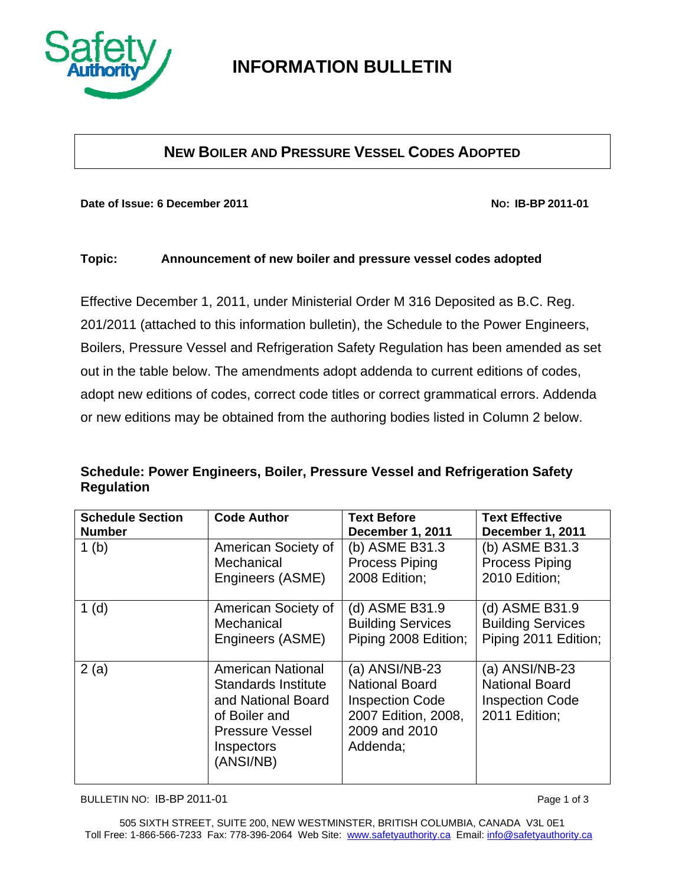# INFORMATION BULLETIN

## NEW BOILER AND PRESSURE VESSEL CODES ADOPTED

**Date of Issue: 6 December 2011** **NO: IB-BP 2011-01**

**Topic:** **Announcement of new boiler and pressure vessel codes adopted**

Effective December 1, 2011, under Ministerial Order M 316 Deposited as B.C. Reg. 201/2011 (attached to this information bulletin), the Schedule to the Power Engineers, Boilers, Pressure Vessel and Refrigeration Safety Regulation has been amended as set out in the table below. The amendments adopt addenda to current editions of codes, adopt new editions of codes, correct code titles or correct grammatical errors. Addenda or new editions may be obtained from the authoring bodies listed in Column 2 below.

### Schedule: Power Engineers, Boiler, Pressure Vessel and Refrigeration Safety Regulation

| Schedule Section Number | Code Author | Text Before December 1, 2011 | Text Effective December 1, 2011 |
|---|---|---|---|
| 1 (b) | American Society of Mechanical Engineers (ASME) | (b) ASME B31.3 Process Piping 2008 Edition; | (b) ASME B31.3 Process Piping 2010 Edition; |
| 1 (d) | American Society of Mechanical Engineers (ASME) | (d) ASME B31.9 Building Services Piping 2008 Edition; | (d) ASME B31.9 Building Services Piping 2011 Edition; |
| 2 (a) | American National Standards Institute and National Board of Boiler and Pressure Vessel Inspectors (ANSI/NB) | (a) ANSI/NB-23 National Board Inspection Code 2007 Edition, 2008, 2009 and 2010 Addenda; | (a) ANSI/NB-23 National Board Inspection Code 2011 Edition; |

505 SIXTH STREET, SUITE 200, NEW WESTMINSTER, BRITISH COLUMBIA, CANADA V3L 0E1
Toll Free: 1-866-566-7233 Fax: 778-396-2064 Web Site: www.safetyauthority.ca Email: info@safetyauthority.ca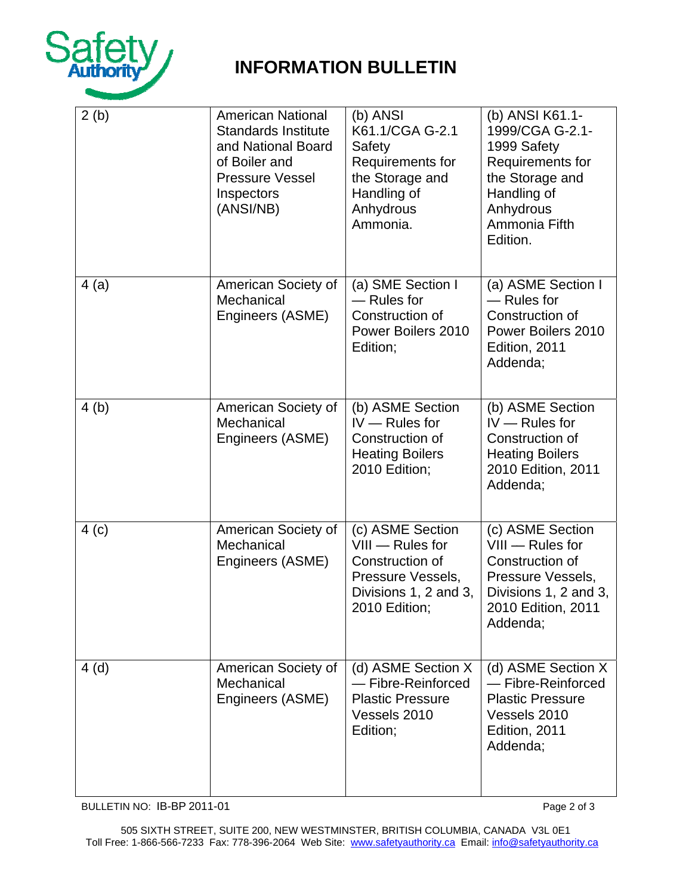# INFORMATION BULLETIN

| | | | |
|---|---|---|---|
| 2 (b) | American National Standards Institute and National Board of Boiler and Pressure Vessel Inspectors (ANSI/NB) | (b) ANSI K61.1/CGA G-2.1 Safety Requirements for the Storage and Handling of Anhydrous Ammonia. | (b) ANSI K61.1-1999/CGA G-2.1-1999 Safety Requirements for the Storage and Handling of Anhydrous Ammonia Fifth Edition. |
| 4 (a) | American Society of Mechanical Engineers (ASME) | (a) SME Section I — Rules for Construction of Power Boilers 2010 Edition; | (a) ASME Section I — Rules for Construction of Power Boilers 2010 Edition, 2011 Addenda; |
| 4 (b) | American Society of Mechanical Engineers (ASME) | (b) ASME Section IV — Rules for Construction of Heating Boilers 2010 Edition; | (b) ASME Section IV — Rules for Construction of Heating Boilers 2010 Edition, 2011 Addenda; |
| 4 (c) | American Society of Mechanical Engineers (ASME) | (c) ASME Section VIII — Rules for Construction of Pressure Vessels, Divisions 1, 2 and 3, 2010 Edition; | (c) ASME Section VIII — Rules for Construction of Pressure Vessels, Divisions 1, 2 and 3, 2010 Edition, 2011 Addenda; |
| 4 (d) | American Society of Mechanical Engineers (ASME) | (d) ASME Section X — Fibre-Reinforced Plastic Pressure Vessels 2010 Edition; | (d) ASME Section X — Fibre-Reinforced Plastic Pressure Vessels 2010 Edition, 2011 Addenda; |

BULLETIN NO: IB-BP 2011-01

505 SIXTH STREET, SUITE 200, NEW WESTMINSTER, BRITISH COLUMBIA, CANADA V3L 0E1
Toll Free: 1-866-566-7233 Fax: 778-396-2064 Web Site: www.safetyauthority.ca Email: info@safetyauthority.ca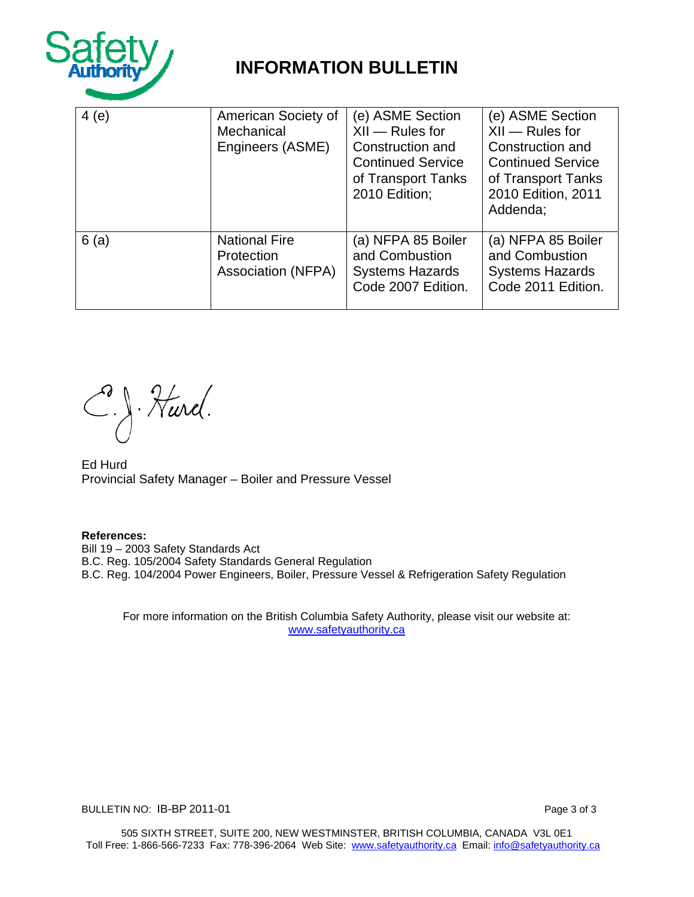# INFORMATION BULLETIN

| | | | |
|---|---|---|---|
| 4 (e) | American Society of Mechanical Engineers (ASME) | (e) ASME Section XII — Rules for Construction and Continued Service of Transport Tanks 2010 Edition; | (e) ASME Section XII — Rules for Construction and Continued Service of Transport Tanks 2010 Edition, 2011 Addenda; |
| 6 (a) | National Fire Protection Association (NFPA) | (a) NFPA 85 Boiler and Combustion Systems Hazards Code 2007 Edition. | (a) NFPA 85 Boiler and Combustion Systems Hazards Code 2011 Edition. |

Ed Hurd
Provincial Safety Manager – Boiler and Pressure Vessel

**References:**
Bill 19 – 2003 Safety Standards Act
B.C. Reg. 105/2004 Safety Standards General Regulation
B.C. Reg. 104/2004 Power Engineers, Boiler, Pressure Vessel & Refrigeration Safety Regulation

For more information on the British Columbia Safety Authority, please visit our website at: www.safetyauthority.ca

BULLETIN NO: IB-BP 2011-01

505 SIXTH STREET, SUITE 200, NEW WESTMINSTER, BRITISH COLUMBIA, CANADA V3L 0E1
Toll Free: 1-866-566-7233 Fax: 778-396-2064 Web Site: www.safetyauthority.ca Email: info@safetyauthority.ca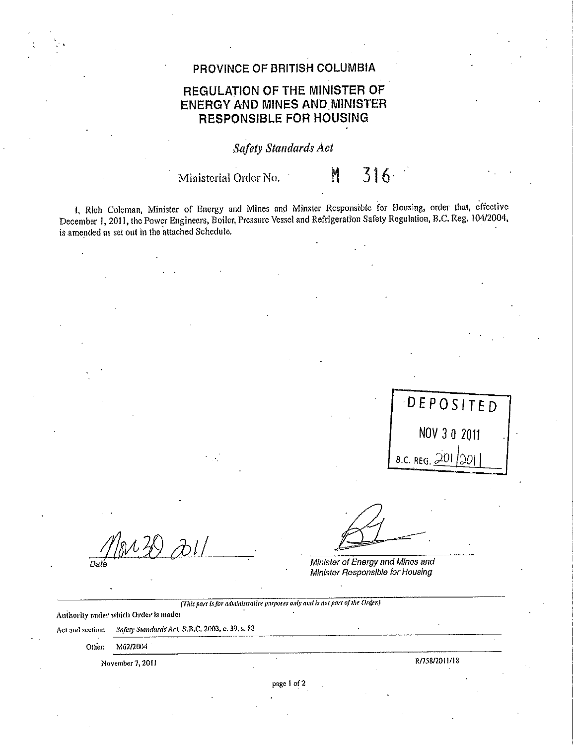# PROVINCE OF BRITISH COLUMBIA

## REGULATION OF THE MINISTER OF ENERGY AND MINES AND MINISTER RESPONSIBLE FOR HOUSING

*Safety Standards Act*

Ministerial Order No. M 316

I, Rich Coleman, Minister of Energy and Mines and Minster Responsible for Housing, order that, effective December 1, 2011, the Power Engineers, Boiler, Pressure Vessel and Refrigeration Safety Regulation, B.C. Reg. 104/2004, is amended as set out in the attached Schedule.

DEPOSITED
NOV 30 2011
B.C. REG. 201/2011

Nov 30 2011
Date

*Minister of Energy and Mines and Minister Responsible for Housing*

*(This part is for administrative purposes only and is not part of the Order.)*

Authority under which Order is made:

Act and section: *Safety Standards Act*, S.B.C. 2003, c. 39, s. 88

Other: M62/2004

November 7, 2011

R/758/2011/18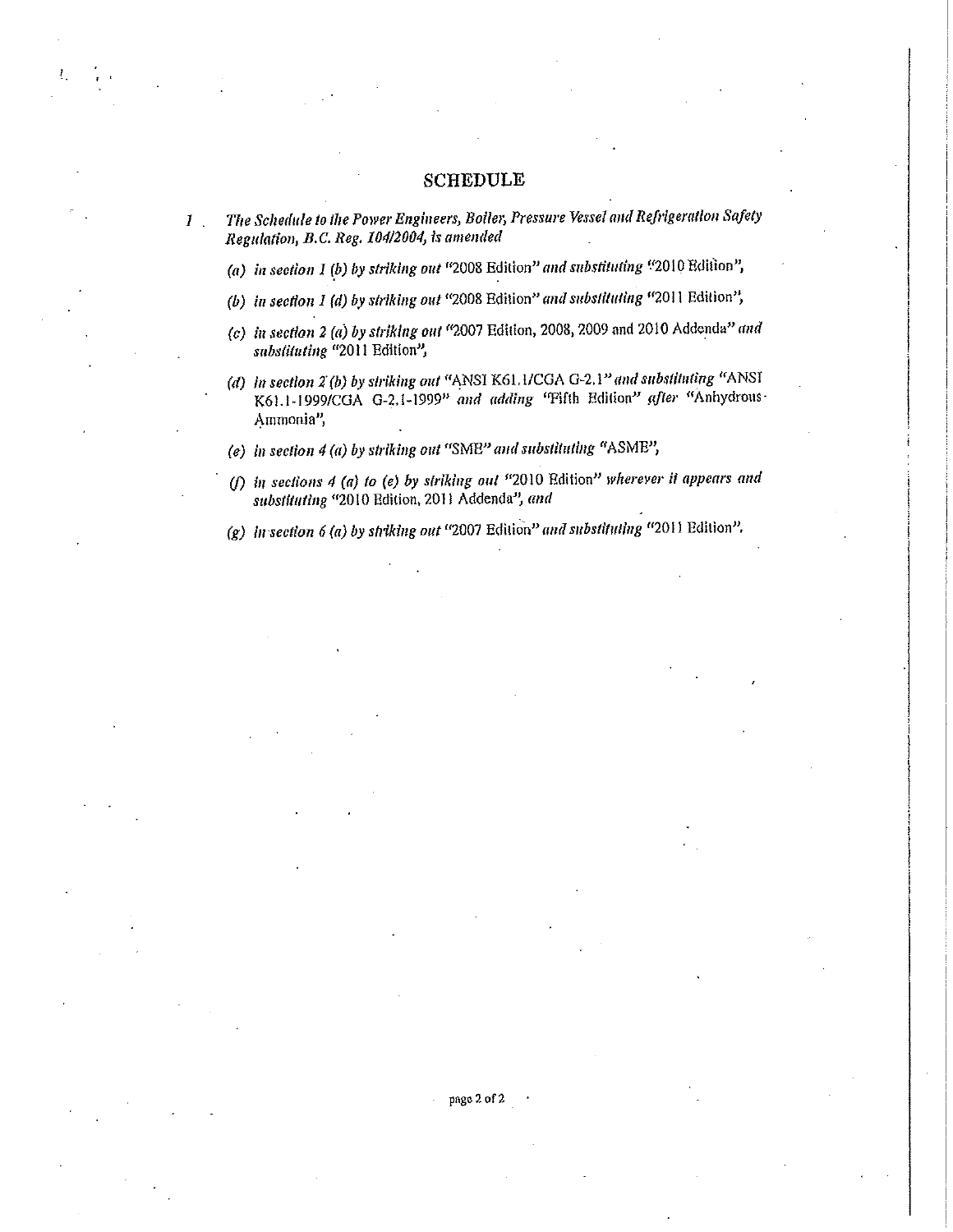## SCHEDULE

1. *The Schedule to the Power Engineers, Boiler, Pressure Vessel and Refrigeration Safety Regulation, B.C. Reg. 104/2004, is amended*

   (a) *in section 1 (b) by striking out* "2008 Edition" *and substituting* "2010 Edition",

   (b) *in section 1 (d) by striking out* "2008 Edition" *and substituting* "2011 Edition",

   (c) *in section 2 (a) by striking out* "2007 Edition, 2008, 2009 and 2010 Addenda" *and substituting* "2011 Edition",

   (d) *in section 2 (b) by striking out* "ANSI K61.1/CGA G-2.1" *and substituting* "ANSI K61.1-1999/CGA G-2.1-1999" *and adding* "Fifth Edition" *after* "Anhydrous Ammonia",

   (e) *in section 4 (a) by striking out* "SME" *and substituting* "ASME",

   (f) *in sections 4 (a) to (e) by striking out* "2010 Edition" *wherever it appears and substituting* "2010 Edition, 2011 Addenda", *and*

   (g) *in section 6 (a) by striking out* "2007 Edition" *and substituting* "2011 Edition".